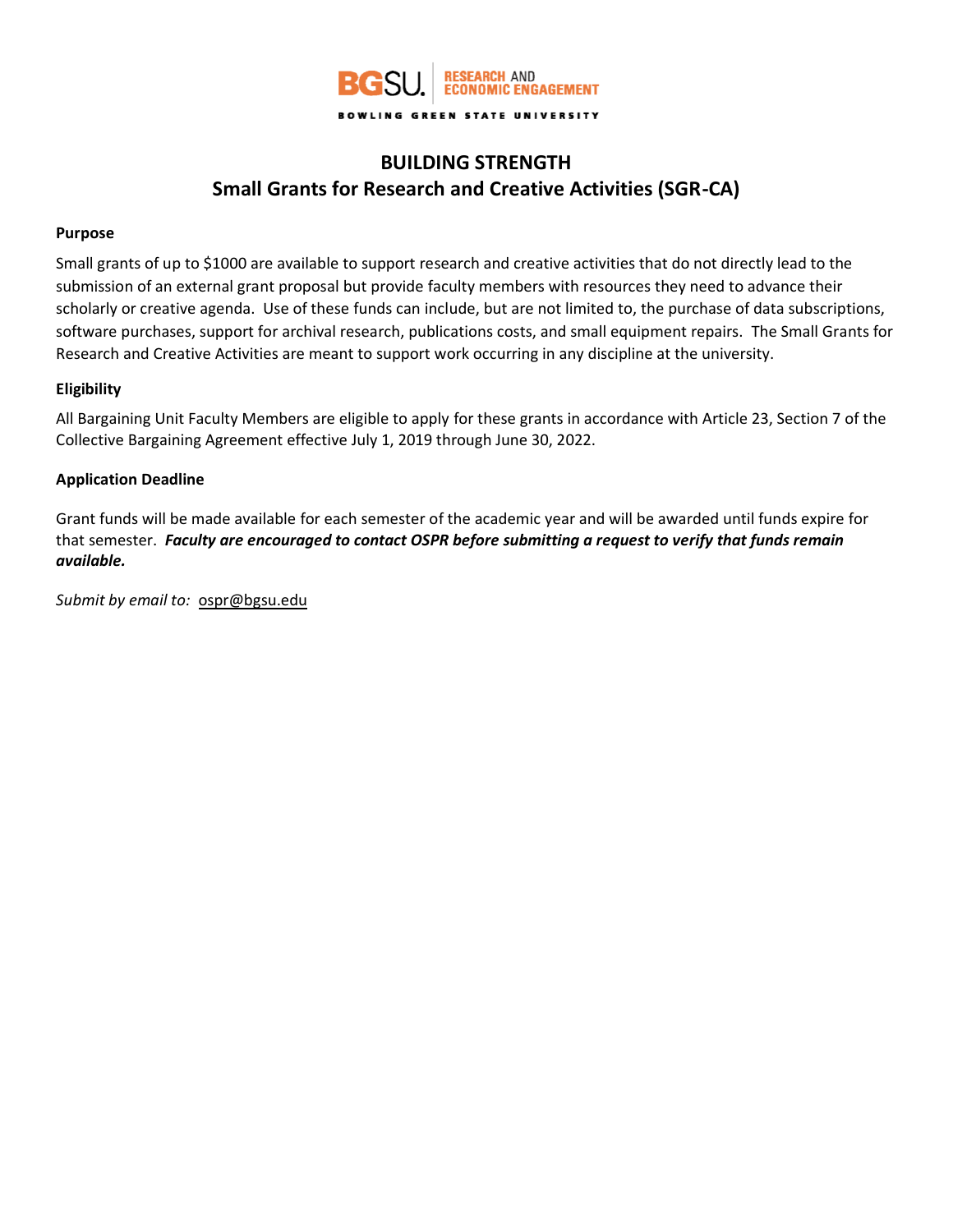BGSU. RESEARCH AND ECONOMIC ENGAGEMENT

BOWLING GREEN STATE UNIVERSITY

# BUILDING STRENGTH
## Small Grants for Research and Creative Activities (SGR-CA)

**Purpose**

Small grants of up to $1000 are available to support research and creative activities that do not directly lead to the submission of an external grant proposal but provide faculty members with resources they need to advance their scholarly or creative agenda. Use of these funds can include, but are not limited to, the purchase of data subscriptions, software purchases, support for archival research, publications costs, and small equipment repairs. The Small Grants for Research and Creative Activities are meant to support work occurring in any discipline at the university.

**Eligibility**

All Bargaining Unit Faculty Members are eligible to apply for these grants in accordance with Article 23, Section 7 of the Collective Bargaining Agreement effective July 1, 2019 through June 30, 2022.

**Application Deadline**

Grant funds will be made available for each semester of the academic year and will be awarded until funds expire for that semester. ***Faculty are encouraged to contact OSPR before submitting a request to verify that funds remain available.***

*Submit by email to:* ospr@bgsu.edu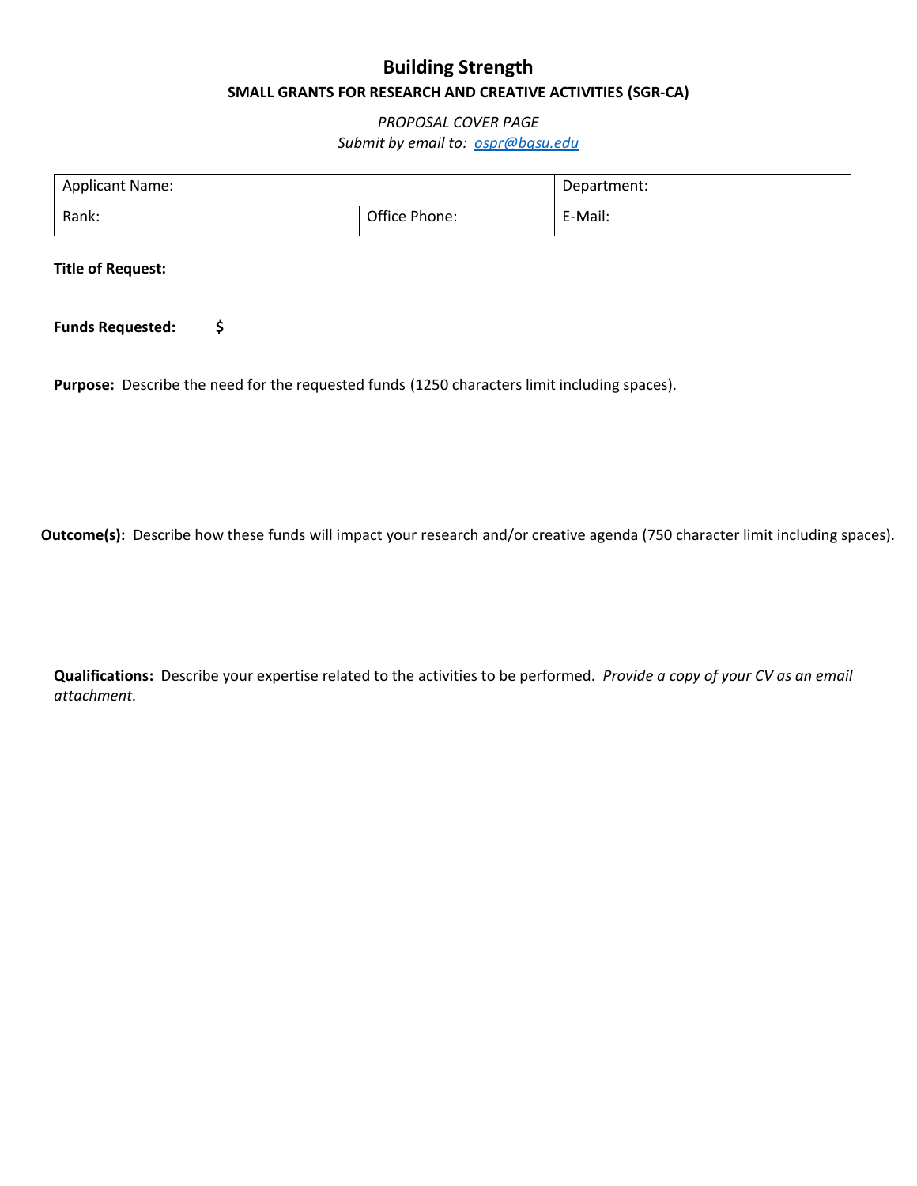# Building Strength

## SMALL GRANTS FOR RESEARCH AND CREATIVE ACTIVITIES (SGR-CA)

*PROPOSAL COVER PAGE*

*Submit by email to: ospr@bgsu.edu*

| | | |
|---|---|---|
| Applicant Name: | | Department: |
| Rank: | Office Phone: | E-Mail: |

**Title of Request:**

**Funds Requested:** **$**

**Purpose:** Describe the need for the requested funds (1250 characters limit including spaces).

**Outcome(s):** Describe how these funds will impact your research and/or creative agenda (750 character limit including spaces).

**Qualifications:** Describe your expertise related to the activities to be performed. *Provide a copy of your CV as an email attachment.*